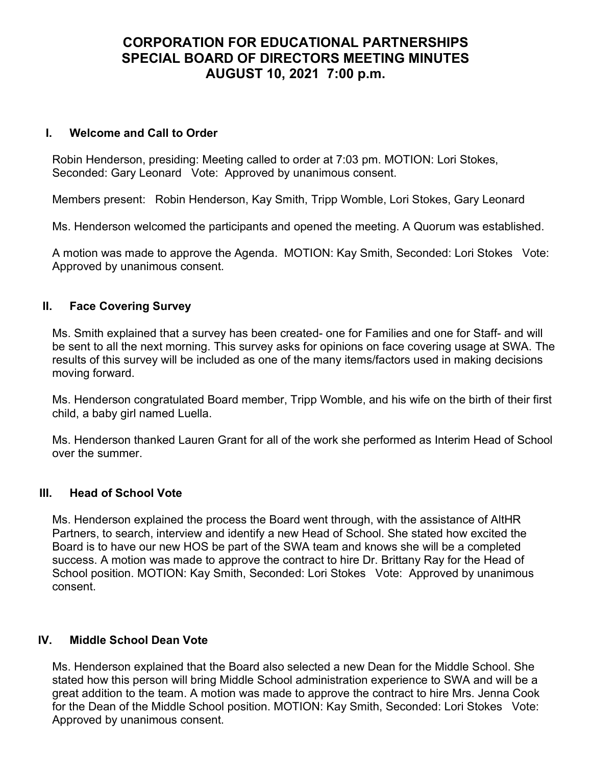# CORPORATION FOR EDUCATIONAL PARTNERSHIPS
# SPECIAL BOARD OF DIRECTORS MEETING MINUTES
# AUGUST 10, 2021 7:00 p.m.

## I. Welcome and Call to Order

Robin Henderson, presiding: Meeting called to order at 7:03 pm. MOTION: Lori Stokes, Seconded: Gary Leonard Vote: Approved by unanimous consent.

Members present: Robin Henderson, Kay Smith, Tripp Womble, Lori Stokes, Gary Leonard

Ms. Henderson welcomed the participants and opened the meeting. A Quorum was established.

A motion was made to approve the Agenda. MOTION: Kay Smith, Seconded: Lori Stokes Vote: Approved by unanimous consent.

## II. Face Covering Survey

Ms. Smith explained that a survey has been created- one for Families and one for Staff- and will be sent to all the next morning. This survey asks for opinions on face covering usage at SWA. The results of this survey will be included as one of the many items/factors used in making decisions moving forward.

Ms. Henderson congratulated Board member, Tripp Womble, and his wife on the birth of their first child, a baby girl named Luella.

Ms. Henderson thanked Lauren Grant for all of the work she performed as Interim Head of School over the summer.

## III. Head of School Vote

Ms. Henderson explained the process the Board went through, with the assistance of AltHR Partners, to search, interview and identify a new Head of School. She stated how excited the Board is to have our new HOS be part of the SWA team and knows she will be a completed success. A motion was made to approve the contract to hire Dr. Brittany Ray for the Head of School position. MOTION: Kay Smith, Seconded: Lori Stokes Vote: Approved by unanimous consent.

## IV. Middle School Dean Vote

Ms. Henderson explained that the Board also selected a new Dean for the Middle School. She stated how this person will bring Middle School administration experience to SWA and will be a great addition to the team. A motion was made to approve the contract to hire Mrs. Jenna Cook for the Dean of the Middle School position. MOTION: Kay Smith, Seconded: Lori Stokes Vote: Approved by unanimous consent.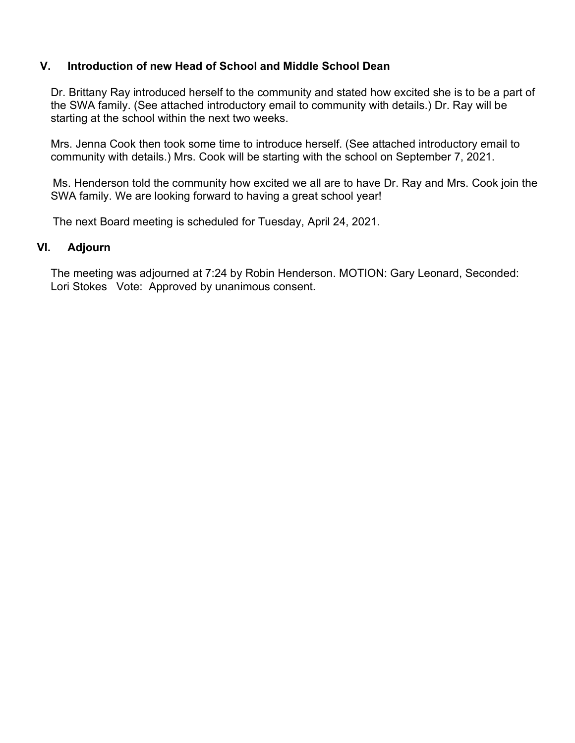## V. Introduction of new Head of School and Middle School Dean

Dr. Brittany Ray introduced herself to the community and stated how excited she is to be a part of the SWA family. (See attached introductory email to community with details.) Dr. Ray will be starting at the school within the next two weeks.

Mrs. Jenna Cook then took some time to introduce herself. (See attached introductory email to community with details.) Mrs. Cook will be starting with the school on September 7, 2021.

Ms. Henderson told the community how excited we all are to have Dr. Ray and Mrs. Cook join the SWA family. We are looking forward to having a great school year!

The next Board meeting is scheduled for Tuesday, April 24, 2021.

## VI. Adjourn

The meeting was adjourned at 7:24 by Robin Henderson. MOTION: Gary Leonard, Seconded: Lori Stokes Vote: Approved by unanimous consent.